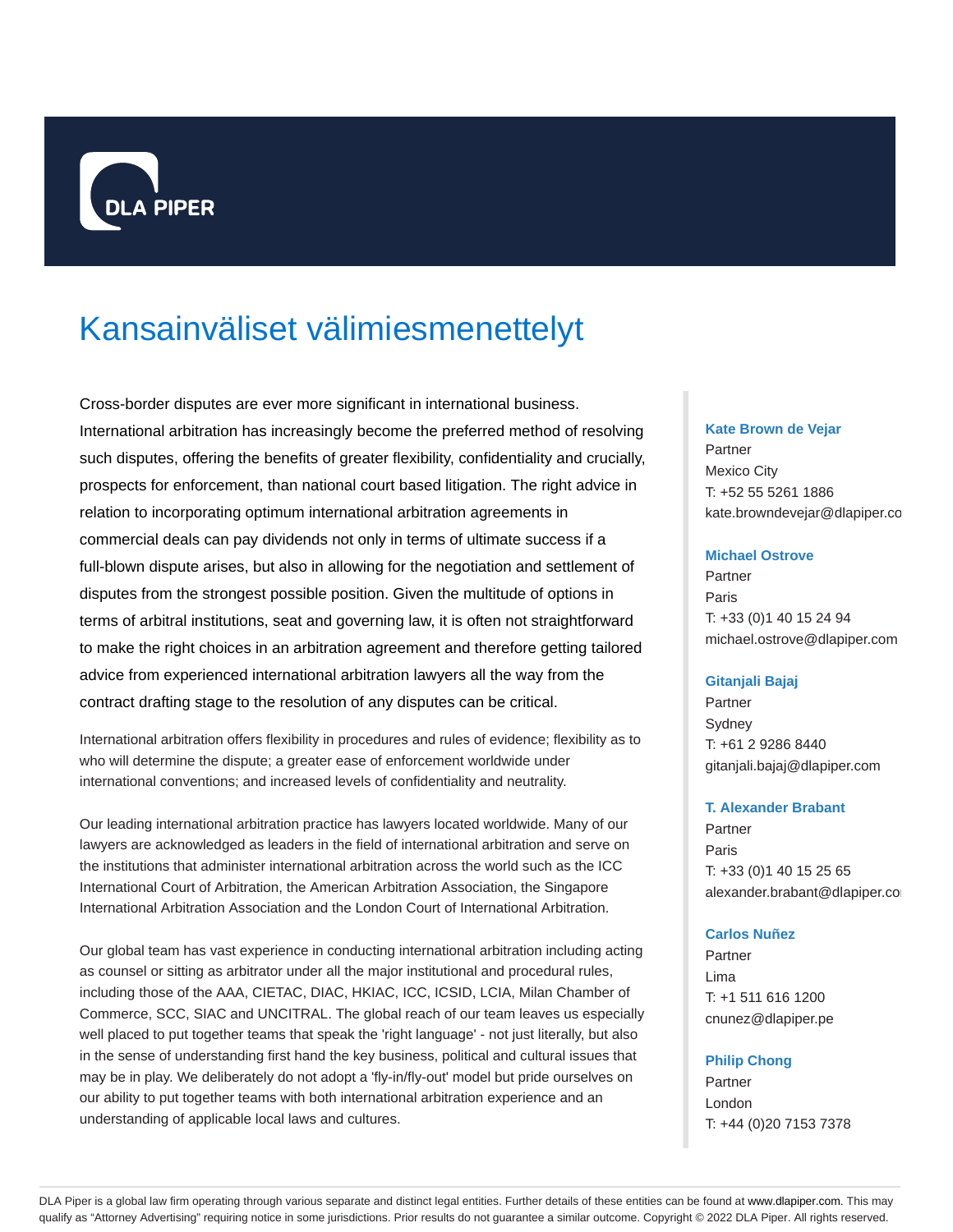# Kansainväliset välimiesmenettelyt

Cross-border disputes are ever more significant in international business. International arbitration has increasingly become the preferred method of resolving such disputes, offering the benefits of greater flexibility, confidentiality and crucially, prospects for enforcement, than national court based litigation. The right advice in relation to incorporating optimum international arbitration agreements in commercial deals can pay dividends not only in terms of ultimate success if a full-blown dispute arises, but also in allowing for the negotiation and settlement of disputes from the strongest possible position. Given the multitude of options in terms of arbitral institutions, seat and governing law, it is often not straightforward to make the right choices in an arbitration agreement and therefore getting tailored advice from experienced international arbitration lawyers all the way from the contract drafting stage to the resolution of any disputes can be critical.

International arbitration offers flexibility in procedures and rules of evidence; flexibility as to who will determine the dispute; a greater ease of enforcement worldwide under international conventions; and increased levels of confidentiality and neutrality.

Our leading international arbitration practice has lawyers located worldwide. Many of our lawyers are acknowledged as leaders in the field of international arbitration and serve on the institutions that administer international arbitration across the world such as the ICC International Court of Arbitration, the American Arbitration Association, the Singapore International Arbitration Association and the London Court of International Arbitration.

Our global team has vast experience in conducting international arbitration including acting as counsel or sitting as arbitrator under all the major institutional and procedural rules, including those of the AAA, CIETAC, DIAC, HKIAC, ICC, ICSID, LCIA, Milan Chamber of Commerce, SCC, SIAC and UNCITRAL. The global reach of our team leaves us especially well placed to put together teams that speak the 'right language' - not just literally, but also in the sense of understanding first hand the key business, political and cultural issues that may be in play. We deliberately do not adopt a 'fly-in/fly-out' model but pride ourselves on our ability to put together teams with both international arbitration experience and an understanding of applicable local laws and cultures.

**Kate Brown de Vejar**
Partner
Mexico City
T: +52 55 5261 1886
kate.browndevejar@dlapiper.co

**Michael Ostrove**
Partner
Paris
T: +33 (0)1 40 15 24 94
michael.ostrove@dlapiper.com

**Gitanjali Bajaj**
Partner
Sydney
T: +61 2 9286 8440
gitanjali.bajaj@dlapiper.com

**T. Alexander Brabant**
Partner
Paris
T: +33 (0)1 40 15 25 65
alexander.brabant@dlapiper.co

**Carlos Nuñez**
Partner
Lima
T: +1 511 616 1200
cnunez@dlapiper.pe

**Philip Chong**
Partner
London
T: +44 (0)20 7153 7378

DLA Piper is a global law firm operating through various separate and distinct legal entities. Further details of these entities can be found at www.dlapiper.com. This may qualify as "Attorney Advertising" requiring notice in some jurisdictions. Prior results do not guarantee a similar outcome. Copyright © 2022 DLA Piper. All rights reserved.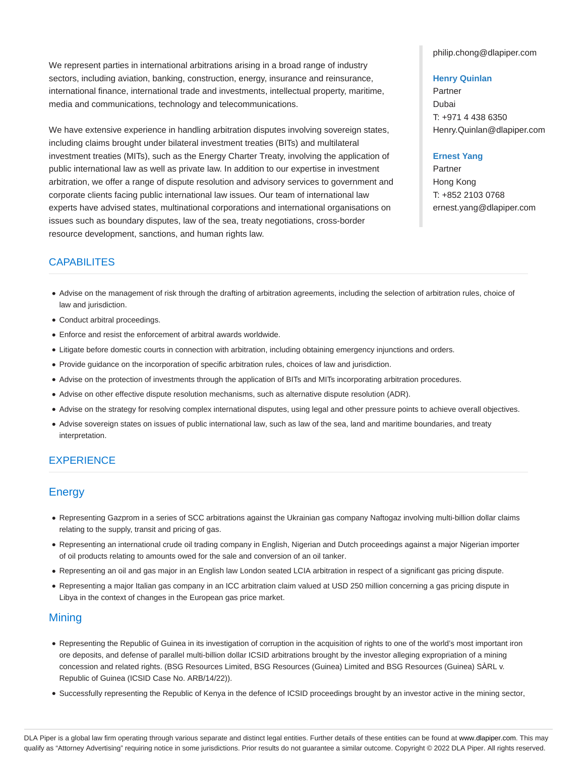We represent parties in international arbitrations arising in a broad range of industry sectors, including aviation, banking, construction, energy, insurance and reinsurance, international finance, international trade and investments, intellectual property, maritime, media and communications, technology and telecommunications.

We have extensive experience in handling arbitration disputes involving sovereign states, including claims brought under bilateral investment treaties (BITs) and multilateral investment treaties (MITs), such as the Energy Charter Treaty, involving the application of public international law as well as private law. In addition to our expertise in investment arbitration, we offer a range of dispute resolution and advisory services to government and corporate clients facing public international law issues. Our team of international law experts have advised states, multinational corporations and international organisations on issues such as boundary disputes, law of the sea, treaty negotiations, cross-border resource development, sanctions, and human rights law.

philip.chong@dlapiper.com

**Henry Quinlan**
Partner
Dubai
T: +971 4 438 6350
Henry.Quinlan@dlapiper.com

**Ernest Yang**
Partner
Hong Kong
T: +852 2103 0768
ernest.yang@dlapiper.com

## CAPABILITES

- Advise on the management of risk through the drafting of arbitration agreements, including the selection of arbitration rules, choice of law and jurisdiction.
- Conduct arbitral proceedings.
- Enforce and resist the enforcement of arbitral awards worldwide.
- Litigate before domestic courts in connection with arbitration, including obtaining emergency injunctions and orders.
- Provide guidance on the incorporation of specific arbitration rules, choices of law and jurisdiction.
- Advise on the protection of investments through the application of BITs and MITs incorporating arbitration procedures.
- Advise on other effective dispute resolution mechanisms, such as alternative dispute resolution (ADR).
- Advise on the strategy for resolving complex international disputes, using legal and other pressure points to achieve overall objectives.
- Advise sovereign states on issues of public international law, such as law of the sea, land and maritime boundaries, and treaty interpretation.

## EXPERIENCE

### Energy

- Representing Gazprom in a series of SCC arbitrations against the Ukrainian gas company Naftogaz involving multi-billion dollar claims relating to the supply, transit and pricing of gas.
- Representing an international crude oil trading company in English, Nigerian and Dutch proceedings against a major Nigerian importer of oil products relating to amounts owed for the sale and conversion of an oil tanker.
- Representing an oil and gas major in an English law London seated LCIA arbitration in respect of a significant gas pricing dispute.
- Representing a major Italian gas company in an ICC arbitration claim valued at USD 250 million concerning a gas pricing dispute in Libya in the context of changes in the European gas price market.

### Mining

- Representing the Republic of Guinea in its investigation of corruption in the acquisition of rights to one of the world's most important iron ore deposits, and defense of parallel multi-billion dollar ICSID arbitrations brought by the investor alleging expropriation of a mining concession and related rights. (BSG Resources Limited, BSG Resources (Guinea) Limited and BSG Resources (Guinea) SÀRL v. Republic of Guinea (ICSID Case No. ARB/14/22)).
- Successfully representing the Republic of Kenya in the defence of ICSID proceedings brought by an investor active in the mining sector,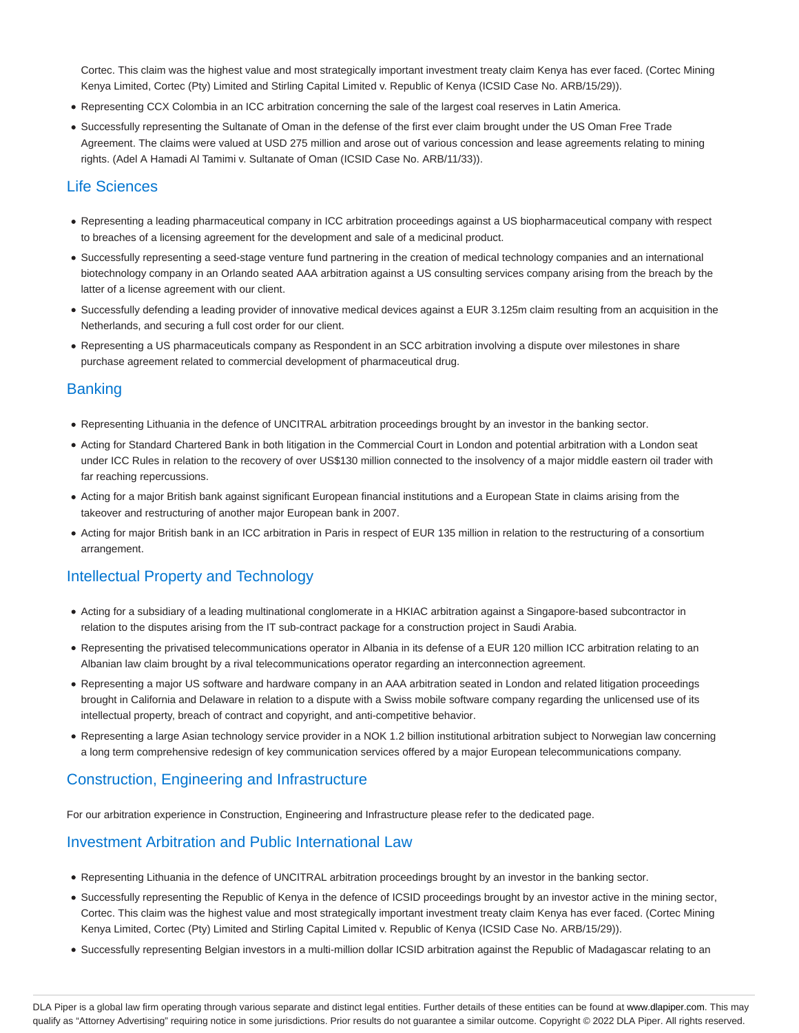Cortec. This claim was the highest value and most strategically important investment treaty claim Kenya has ever faced. (Cortec Mining Kenya Limited, Cortec (Pty) Limited and Stirling Capital Limited v. Republic of Kenya (ICSID Case No. ARB/15/29)).

- Representing CCX Colombia in an ICC arbitration concerning the sale of the largest coal reserves in Latin America.
- Successfully representing the Sultanate of Oman in the defense of the first ever claim brought under the US Oman Free Trade Agreement. The claims were valued at USD 275 million and arose out of various concession and lease agreements relating to mining rights. (Adel A Hamadi Al Tamimi v. Sultanate of Oman (ICSID Case No. ARB/11/33)).

## Life Sciences

- Representing a leading pharmaceutical company in ICC arbitration proceedings against a US biopharmaceutical company with respect to breaches of a licensing agreement for the development and sale of a medicinal product.
- Successfully representing a seed-stage venture fund partnering in the creation of medical technology companies and an international biotechnology company in an Orlando seated AAA arbitration against a US consulting services company arising from the breach by the latter of a license agreement with our client.
- Successfully defending a leading provider of innovative medical devices against a EUR 3.125m claim resulting from an acquisition in the Netherlands, and securing a full cost order for our client.
- Representing a US pharmaceuticals company as Respondent in an SCC arbitration involving a dispute over milestones in share purchase agreement related to commercial development of pharmaceutical drug.

## Banking

- Representing Lithuania in the defence of UNCITRAL arbitration proceedings brought by an investor in the banking sector.
- Acting for Standard Chartered Bank in both litigation in the Commercial Court in London and potential arbitration with a London seat under ICC Rules in relation to the recovery of over US$130 million connected to the insolvency of a major middle eastern oil trader with far reaching repercussions.
- Acting for a major British bank against significant European financial institutions and a European State in claims arising from the takeover and restructuring of another major European bank in 2007.
- Acting for major British bank in an ICC arbitration in Paris in respect of EUR 135 million in relation to the restructuring of a consortium arrangement.

## Intellectual Property and Technology

- Acting for a subsidiary of a leading multinational conglomerate in a HKIAC arbitration against a Singapore-based subcontractor in relation to the disputes arising from the IT sub-contract package for a construction project in Saudi Arabia.
- Representing the privatised telecommunications operator in Albania in its defense of a EUR 120 million ICC arbitration relating to an Albanian law claim brought by a rival telecommunications operator regarding an interconnection agreement.
- Representing a major US software and hardware company in an AAA arbitration seated in London and related litigation proceedings brought in California and Delaware in relation to a dispute with a Swiss mobile software company regarding the unlicensed use of its intellectual property, breach of contract and copyright, and anti-competitive behavior.
- Representing a large Asian technology service provider in a NOK 1.2 billion institutional arbitration subject to Norwegian law concerning a long term comprehensive redesign of key communication services offered by a major European telecommunications company.

## Construction, Engineering and Infrastructure

For our arbitration experience in Construction, Engineering and Infrastructure please refer to the dedicated page.

## Investment Arbitration and Public International Law

- Representing Lithuania in the defence of UNCITRAL arbitration proceedings brought by an investor in the banking sector.
- Successfully representing the Republic of Kenya in the defence of ICSID proceedings brought by an investor active in the mining sector, Cortec. This claim was the highest value and most strategically important investment treaty claim Kenya has ever faced. (Cortec Mining Kenya Limited, Cortec (Pty) Limited and Stirling Capital Limited v. Republic of Kenya (ICSID Case No. ARB/15/29)).
- Successfully representing Belgian investors in a multi-million dollar ICSID arbitration against the Republic of Madagascar relating to an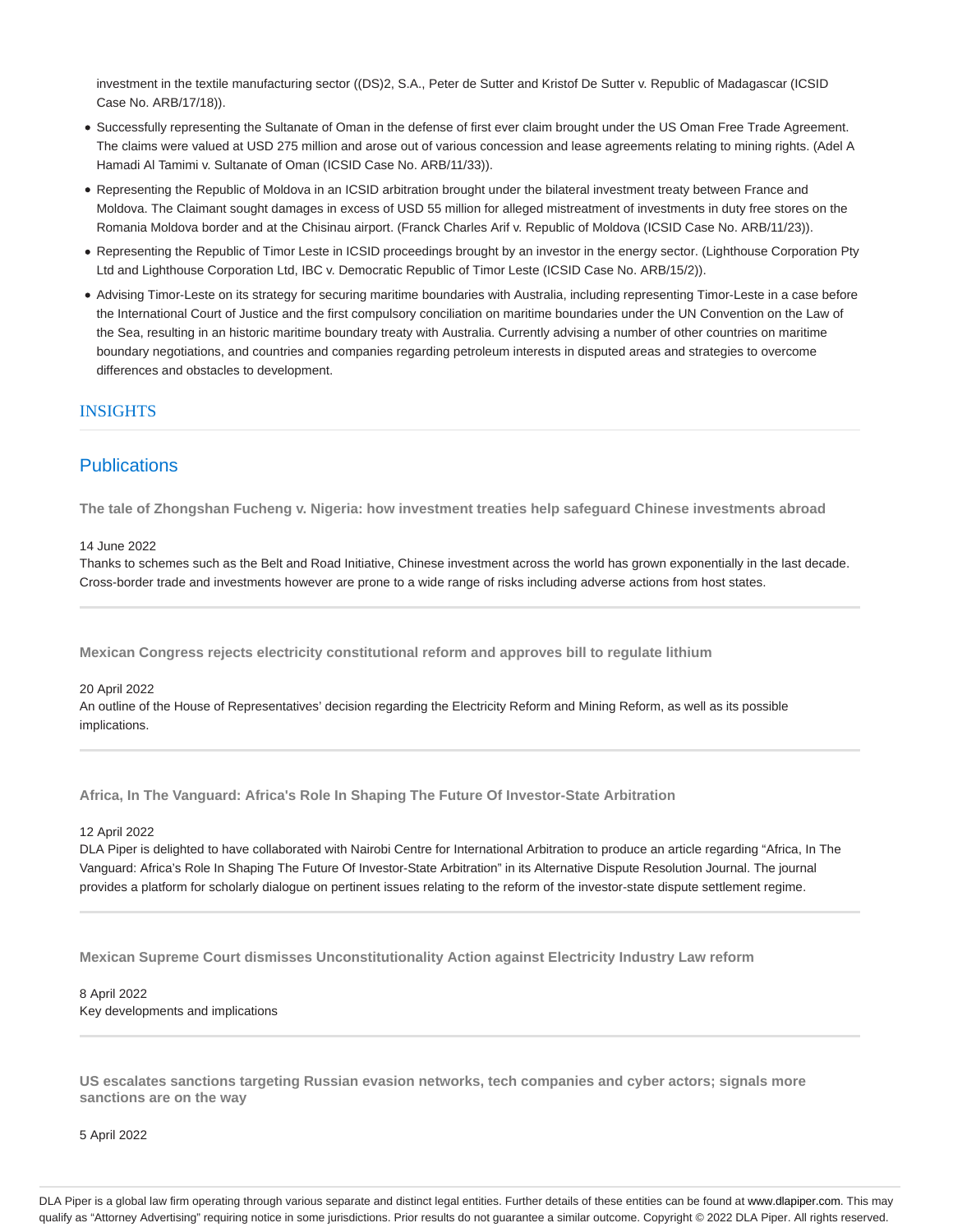investment in the textile manufacturing sector ((DS)2, S.A., Peter de Sutter and Kristof De Sutter v. Republic of Madagascar (ICSID Case No. ARB/17/18)).

- Successfully representing the Sultanate of Oman in the defense of first ever claim brought under the US Oman Free Trade Agreement. The claims were valued at USD 275 million and arose out of various concession and lease agreements relating to mining rights. (Adel A Hamadi Al Tamimi v. Sultanate of Oman (ICSID Case No. ARB/11/33)).
- Representing the Republic of Moldova in an ICSID arbitration brought under the bilateral investment treaty between France and Moldova. The Claimant sought damages in excess of USD 55 million for alleged mistreatment of investments in duty free stores on the Romania Moldova border and at the Chisinau airport. (Franck Charles Arif v. Republic of Moldova (ICSID Case No. ARB/11/23)).
- Representing the Republic of Timor Leste in ICSID proceedings brought by an investor in the energy sector. (Lighthouse Corporation Pty Ltd and Lighthouse Corporation Ltd, IBC v. Democratic Republic of Timor Leste (ICSID Case No. ARB/15/2)).
- Advising Timor-Leste on its strategy for securing maritime boundaries with Australia, including representing Timor-Leste in a case before the International Court of Justice and the first compulsory conciliation on maritime boundaries under the UN Convention on the Law of the Sea, resulting in an historic maritime boundary treaty with Australia. Currently advising a number of other countries on maritime boundary negotiations, and countries and companies regarding petroleum interests in disputed areas and strategies to overcome differences and obstacles to development.

## INSIGHTS

## Publications

**The tale of Zhongshan Fucheng v. Nigeria: how investment treaties help safeguard Chinese investments abroad**

14 June 2022
Thanks to schemes such as the Belt and Road Initiative, Chinese investment across the world has grown exponentially in the last decade. Cross-border trade and investments however are prone to a wide range of risks including adverse actions from host states.

**Mexican Congress rejects electricity constitutional reform and approves bill to regulate lithium**

20 April 2022
An outline of the House of Representatives' decision regarding the Electricity Reform and Mining Reform, as well as its possible implications.

**Africa, In The Vanguard: Africa's Role In Shaping The Future Of Investor-State Arbitration**

12 April 2022
DLA Piper is delighted to have collaborated with Nairobi Centre for International Arbitration to produce an article regarding "Africa, In The Vanguard: Africa's Role In Shaping The Future Of Investor-State Arbitration" in its Alternative Dispute Resolution Journal. The journal provides a platform for scholarly dialogue on pertinent issues relating to the reform of the investor-state dispute settlement regime.

**Mexican Supreme Court dismisses Unconstitutionality Action against Electricity Industry Law reform**

8 April 2022
Key developments and implications

**US escalates sanctions targeting Russian evasion networks, tech companies and cyber actors; signals more sanctions are on the way**

5 April 2022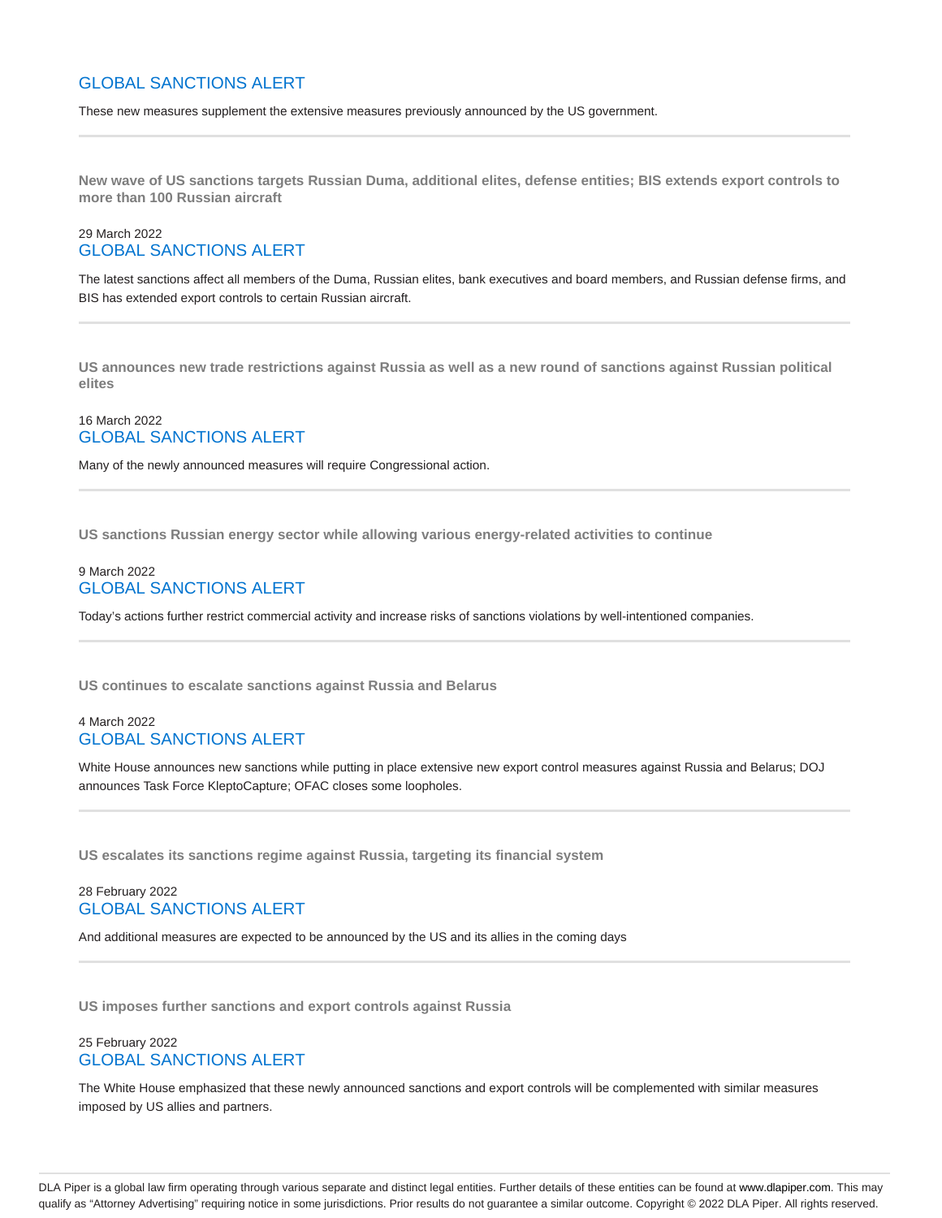GLOBAL SANCTIONS ALERT

These new measures supplement the extensive measures previously announced by the US government.

---

**New wave of US sanctions targets Russian Duma, additional elites, defense entities; BIS extends export controls to more than 100 Russian aircraft**

29 March 2022
GLOBAL SANCTIONS ALERT

The latest sanctions affect all members of the Duma, Russian elites, bank executives and board members, and Russian defense firms, and BIS has extended export controls to certain Russian aircraft.

---

**US announces new trade restrictions against Russia as well as a new round of sanctions against Russian political elites**

16 March 2022
GLOBAL SANCTIONS ALERT

Many of the newly announced measures will require Congressional action.

---

**US sanctions Russian energy sector while allowing various energy-related activities to continue**

9 March 2022
GLOBAL SANCTIONS ALERT

Today's actions further restrict commercial activity and increase risks of sanctions violations by well-intentioned companies.

---

**US continues to escalate sanctions against Russia and Belarus**

4 March 2022
GLOBAL SANCTIONS ALERT

White House announces new sanctions while putting in place extensive new export control measures against Russia and Belarus; DOJ announces Task Force KleptoCapture; OFAC closes some loopholes.

---

**US escalates its sanctions regime against Russia, targeting its financial system**

28 February 2022
GLOBAL SANCTIONS ALERT

And additional measures are expected to be announced by the US and its allies in the coming days

---

**US imposes further sanctions and export controls against Russia**

25 February 2022
GLOBAL SANCTIONS ALERT

The White House emphasized that these newly announced sanctions and export controls will be complemented with similar measures imposed by US allies and partners.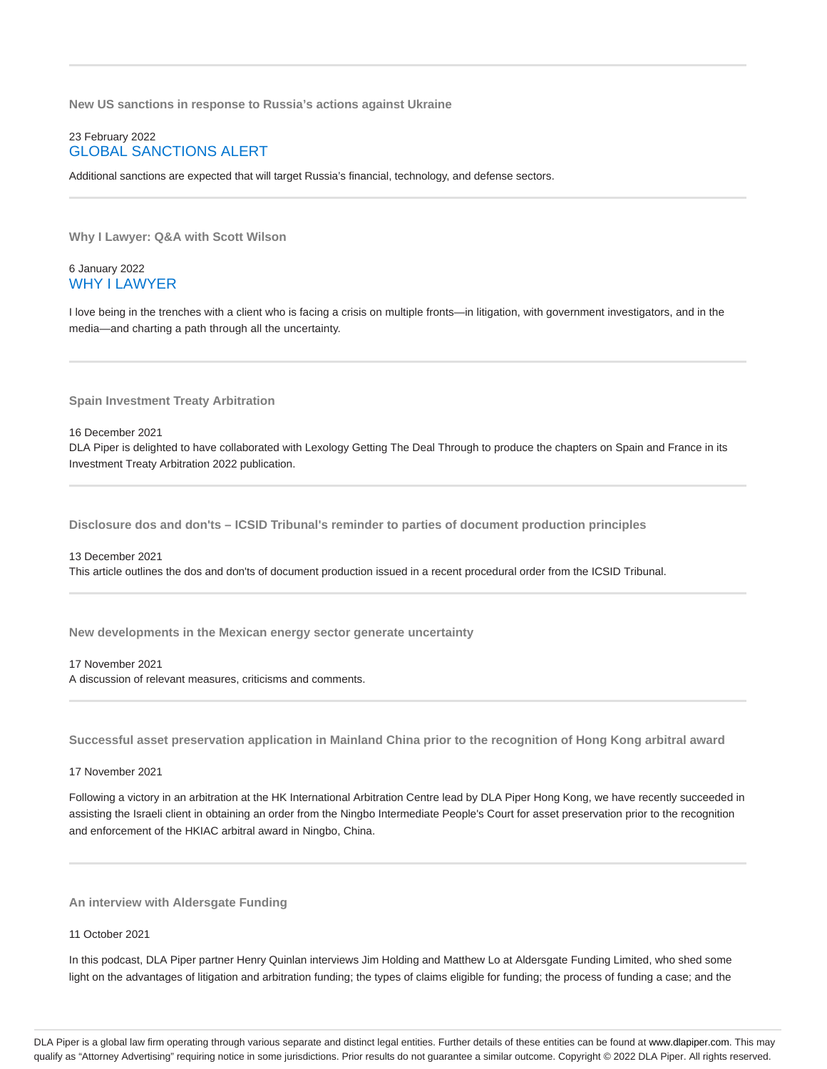---

### New US sanctions in response to Russia's actions against Ukraine

23 February 2022
GLOBAL SANCTIONS ALERT

Additional sanctions are expected that will target Russia's financial, technology, and defense sectors.

---

### Why I Lawyer: Q&A with Scott Wilson

6 January 2022
WHY I LAWYER

I love being in the trenches with a client who is facing a crisis on multiple fronts—in litigation, with government investigators, and in the media—and charting a path through all the uncertainty.

---

### Spain Investment Treaty Arbitration

16 December 2021
DLA Piper is delighted to have collaborated with Lexology Getting The Deal Through to produce the chapters on Spain and France in its Investment Treaty Arbitration 2022 publication.

---

### Disclosure dos and don'ts – ICSID Tribunal's reminder to parties of document production principles

13 December 2021
This article outlines the dos and don'ts of document production issued in a recent procedural order from the ICSID Tribunal.

---

### New developments in the Mexican energy sector generate uncertainty

17 November 2021
A discussion of relevant measures, criticisms and comments.

---

### Successful asset preservation application in Mainland China prior to the recognition of Hong Kong arbitral award

17 November 2021

Following a victory in an arbitration at the HK International Arbitration Centre lead by DLA Piper Hong Kong, we have recently succeeded in assisting the Israeli client in obtaining an order from the Ningbo Intermediate People's Court for asset preservation prior to the recognition and enforcement of the HKIAC arbitral award in Ningbo, China.

---

### An interview with Aldersgate Funding

11 October 2021

In this podcast, DLA Piper partner Henry Quinlan interviews Jim Holding and Matthew Lo at Aldersgate Funding Limited, who shed some light on the advantages of litigation and arbitration funding; the types of claims eligible for funding; the process of funding a case; and the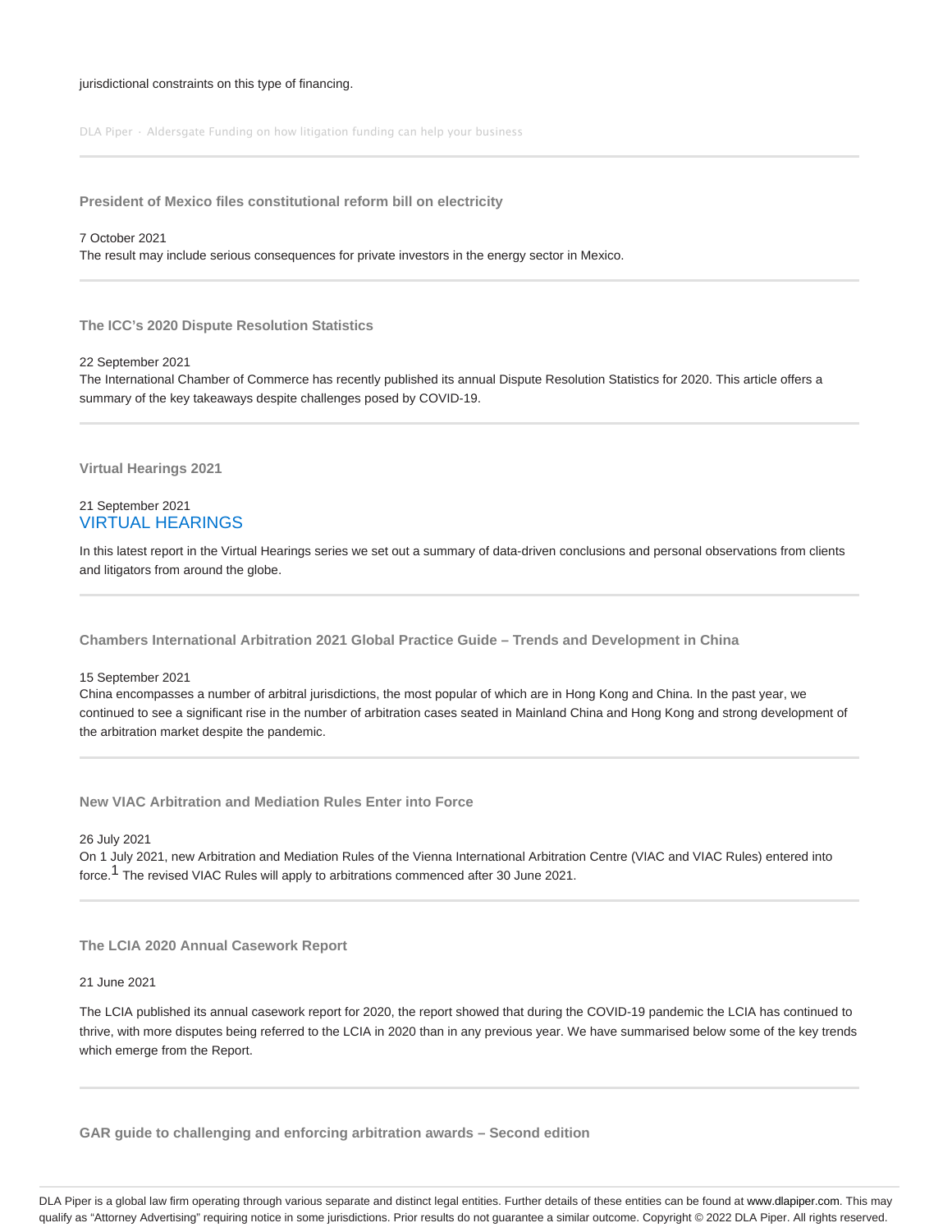jurisdictional constraints on this type of financing.

DLA Piper · Aldersgate Funding on how litigation funding can help your business

---

### President of Mexico files constitutional reform bill on electricity

7 October 2021
The result may include serious consequences for private investors in the energy sector in Mexico.

---

### The ICC's 2020 Dispute Resolution Statistics

22 September 2021
The International Chamber of Commerce has recently published its annual Dispute Resolution Statistics for 2020. This article offers a summary of the key takeaways despite challenges posed by COVID-19.

---

### Virtual Hearings 2021

21 September 2021
VIRTUAL HEARINGS

In this latest report in the Virtual Hearings series we set out a summary of data-driven conclusions and personal observations from clients and litigators from around the globe.

---

### Chambers International Arbitration 2021 Global Practice Guide – Trends and Development in China

15 September 2021
China encompasses a number of arbitral jurisdictions, the most popular of which are in Hong Kong and China. In the past year, we continued to see a significant rise in the number of arbitration cases seated in Mainland China and Hong Kong and strong development of the arbitration market despite the pandemic.

---

### New VIAC Arbitration and Mediation Rules Enter into Force

26 July 2021
On 1 July 2021, new Arbitration and Mediation Rules of the Vienna International Arbitration Centre (VIAC and VIAC Rules) entered into force.[1] The revised VIAC Rules will apply to arbitrations commenced after 30 June 2021.

---

### The LCIA 2020 Annual Casework Report

21 June 2021

The LCIA published its annual casework report for 2020, the report showed that during the COVID-19 pandemic the LCIA has continued to thrive, with more disputes being referred to the LCIA in 2020 than in any previous year. We have summarised below some of the key trends which emerge from the Report.

---

### GAR guide to challenging and enforcing arbitration awards – Second edition

DLA Piper is a global law firm operating through various separate and distinct legal entities. Further details of these entities can be found at www.dlapiper.com. This may qualify as "Attorney Advertising" requiring notice in some jurisdictions. Prior results do not guarantee a similar outcome. Copyright © 2022 DLA Piper. All rights reserved.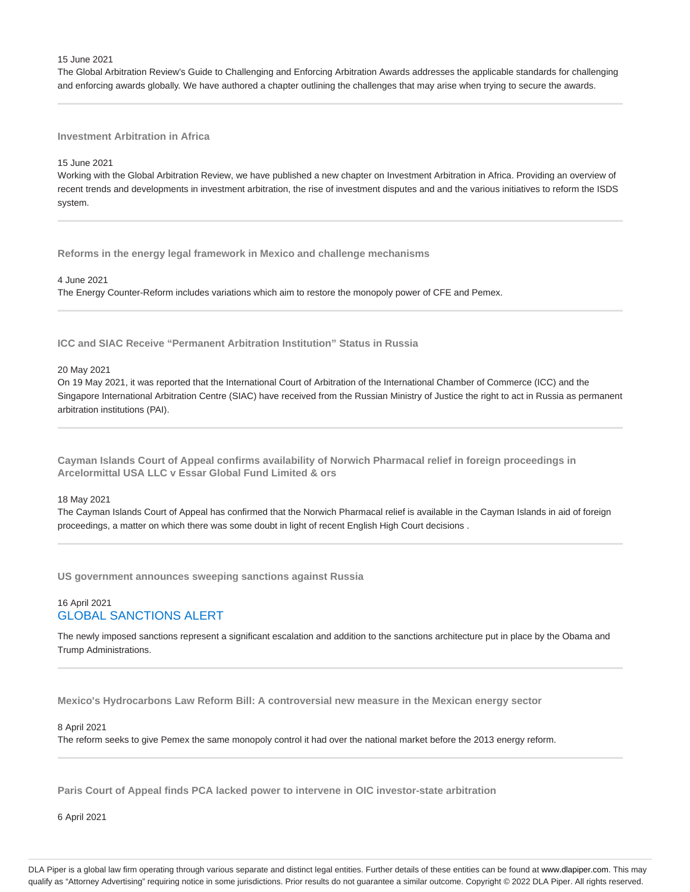15 June 2021

The Global Arbitration Review's Guide to Challenging and Enforcing Arbitration Awards addresses the applicable standards for challenging and enforcing awards globally. We have authored a chapter outlining the challenges that may arise when trying to secure the awards.

---

### Investment Arbitration in Africa

15 June 2021

Working with the Global Arbitration Review, we have published a new chapter on Investment Arbitration in Africa. Providing an overview of recent trends and developments in investment arbitration, the rise of investment disputes and and the various initiatives to reform the ISDS system.

---

### Reforms in the energy legal framework in Mexico and challenge mechanisms

4 June 2021

The Energy Counter-Reform includes variations which aim to restore the monopoly power of CFE and Pemex.

---

### ICC and SIAC Receive "Permanent Arbitration Institution" Status in Russia

20 May 2021

On 19 May 2021, it was reported that the International Court of Arbitration of the International Chamber of Commerce (ICC) and the Singapore International Arbitration Centre (SIAC) have received from the Russian Ministry of Justice the right to act in Russia as permanent arbitration institutions (PAI).

---

### Cayman Islands Court of Appeal confirms availability of Norwich Pharmacal relief in foreign proceedings in Arcelormittal USA LLC v Essar Global Fund Limited & ors

18 May 2021

The Cayman Islands Court of Appeal has confirmed that the Norwich Pharmacal relief is available in the Cayman Islands in aid of foreign proceedings, a matter on which there was some doubt in light of recent English High Court decisions .

---

### US government announces sweeping sanctions against Russia

16 April 2021

GLOBAL SANCTIONS ALERT

The newly imposed sanctions represent a significant escalation and addition to the sanctions architecture put in place by the Obama and Trump Administrations.

---

### Mexico's Hydrocarbons Law Reform Bill: A controversial new measure in the Mexican energy sector

8 April 2021

The reform seeks to give Pemex the same monopoly control it had over the national market before the 2013 energy reform.

---

### Paris Court of Appeal finds PCA lacked power to intervene in OIC investor-state arbitration

6 April 2021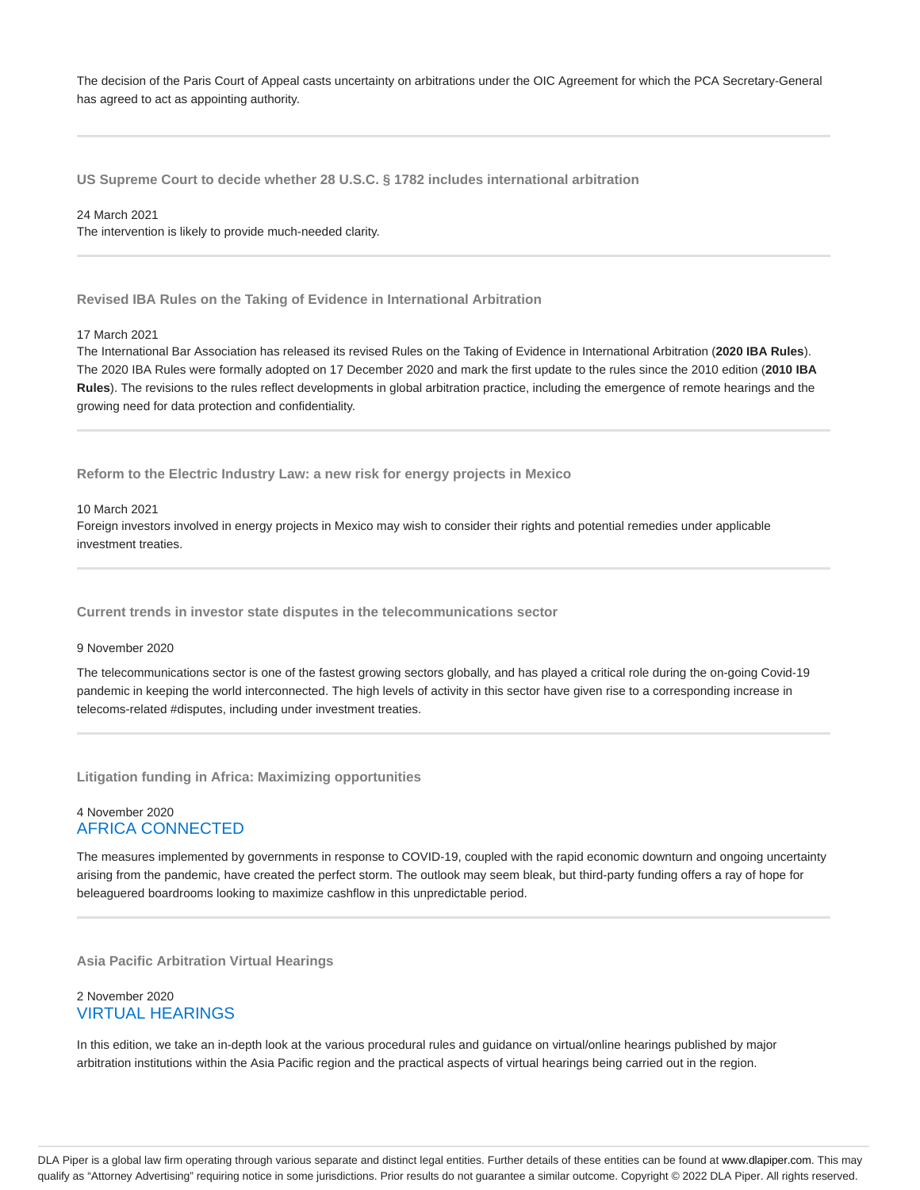The decision of the Paris Court of Appeal casts uncertainty on arbitrations under the OIC Agreement for which the PCA Secretary-General has agreed to act as appointing authority.

---

### US Supreme Court to decide whether 28 U.S.C. § 1782 includes international arbitration

24 March 2021
The intervention is likely to provide much-needed clarity.

---

### Revised IBA Rules on the Taking of Evidence in International Arbitration

17 March 2021
The International Bar Association has released its revised Rules on the Taking of Evidence in International Arbitration (**2020 IBA Rules**). The 2020 IBA Rules were formally adopted on 17 December 2020 and mark the first update to the rules since the 2010 edition (**2010 IBA Rules**). The revisions to the rules reflect developments in global arbitration practice, including the emergence of remote hearings and the growing need for data protection and confidentiality.

---

### Reform to the Electric Industry Law: a new risk for energy projects in Mexico

10 March 2021
Foreign investors involved in energy projects in Mexico may wish to consider their rights and potential remedies under applicable investment treaties.

---

### Current trends in investor state disputes in the telecommunications sector

9 November 2020

The telecommunications sector is one of the fastest growing sectors globally, and has played a critical role during the on-going Covid-19 pandemic in keeping the world interconnected. The high levels of activity in this sector have given rise to a corresponding increase in telecoms-related #disputes, including under investment treaties.

---

### Litigation funding in Africa: Maximizing opportunities

4 November 2020
AFRICA CONNECTED

The measures implemented by governments in response to COVID-19, coupled with the rapid economic downturn and ongoing uncertainty arising from the pandemic, have created the perfect storm. The outlook may seem bleak, but third-party funding offers a ray of hope for beleaguered boardrooms looking to maximize cashflow in this unpredictable period.

---

### Asia Pacific Arbitration Virtual Hearings

2 November 2020
VIRTUAL HEARINGS

In this edition, we take an in-depth look at the various procedural rules and guidance on virtual/online hearings published by major arbitration institutions within the Asia Pacific region and the practical aspects of virtual hearings being carried out in the region.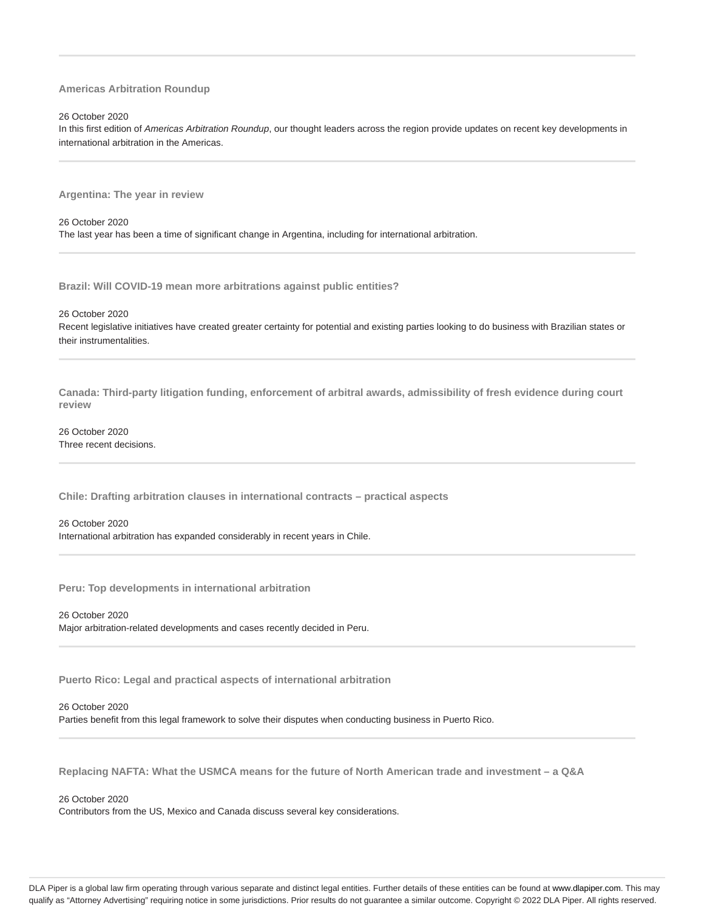---

### Americas Arbitration Roundup

26 October 2020
In this first edition of *Americas Arbitration Roundup*, our thought leaders across the region provide updates on recent key developments in international arbitration in the Americas.

---

### Argentina: The year in review

26 October 2020
The last year has been a time of significant change in Argentina, including for international arbitration.

---

### Brazil: Will COVID-19 mean more arbitrations against public entities?

26 October 2020
Recent legislative initiatives have created greater certainty for potential and existing parties looking to do business with Brazilian states or their instrumentalities.

---

### Canada: Third-party litigation funding, enforcement of arbitral awards, admissibility of fresh evidence during court review

26 October 2020
Three recent decisions.

---

### Chile: Drafting arbitration clauses in international contracts – practical aspects

26 October 2020
International arbitration has expanded considerably in recent years in Chile.

---

### Peru: Top developments in international arbitration

26 October 2020
Major arbitration-related developments and cases recently decided in Peru.

---

### Puerto Rico: Legal and practical aspects of international arbitration

26 October 2020
Parties benefit from this legal framework to solve their disputes when conducting business in Puerto Rico.

---

### Replacing NAFTA: What the USMCA means for the future of North American trade and investment – a Q&A

26 October 2020
Contributors from the US, Mexico and Canada discuss several key considerations.

DLA Piper is a global law firm operating through various separate and distinct legal entities. Further details of these entities can be found at www.dlapiper.com. This may qualify as "Attorney Advertising" requiring notice in some jurisdictions. Prior results do not guarantee a similar outcome. Copyright © 2022 DLA Piper. All rights reserved.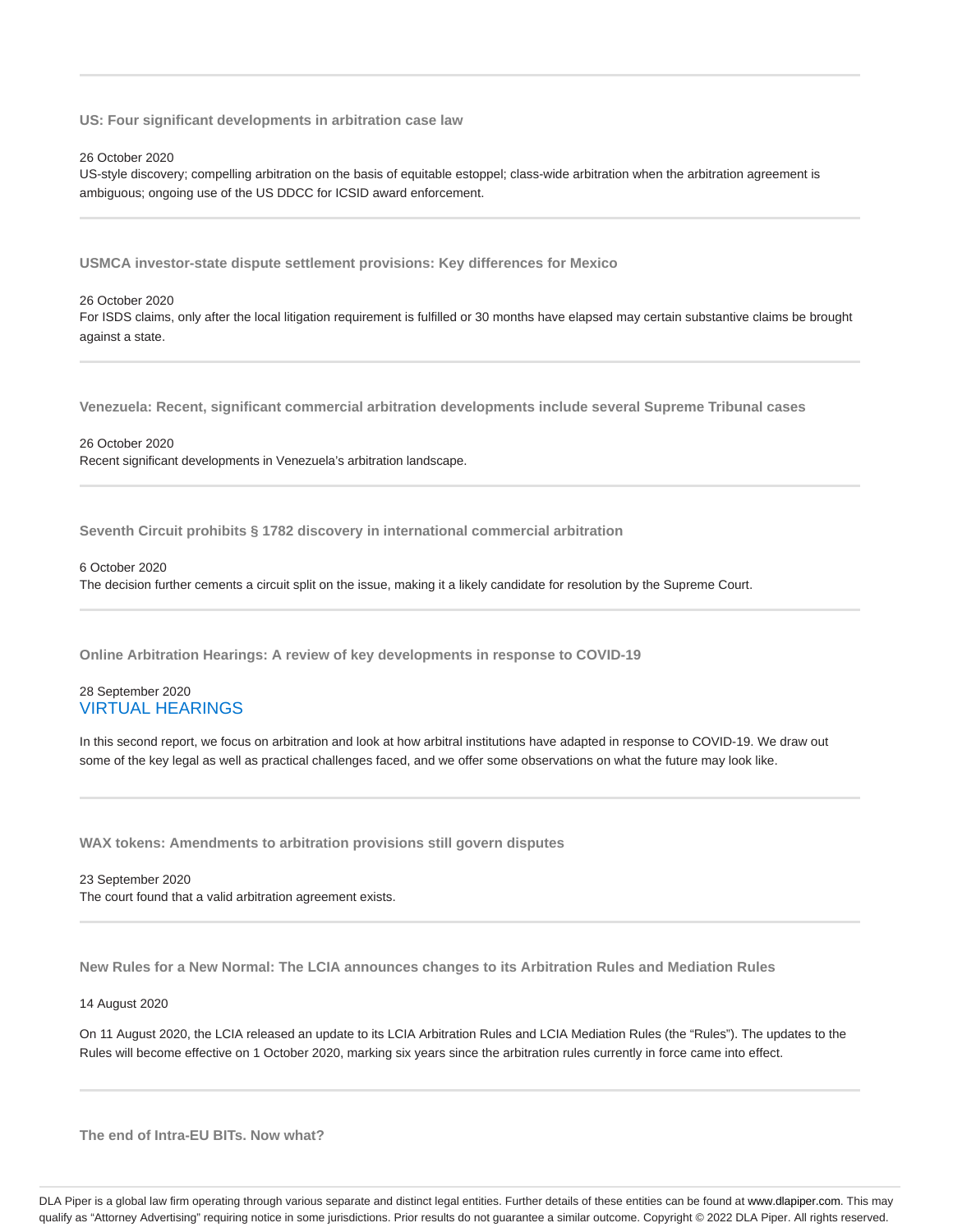### US: Four significant developments in arbitration case law

26 October 2020

US-style discovery; compelling arbitration on the basis of equitable estoppel; class-wide arbitration when the arbitration agreement is ambiguous; ongoing use of the US DDCC for ICSID award enforcement.

### USMCA investor-state dispute settlement provisions: Key differences for Mexico

26 October 2020

For ISDS claims, only after the local litigation requirement is fulfilled or 30 months have elapsed may certain substantive claims be brought against a state.

### Venezuela: Recent, significant commercial arbitration developments include several Supreme Tribunal cases

26 October 2020

Recent significant developments in Venezuela's arbitration landscape.

### Seventh Circuit prohibits § 1782 discovery in international commercial arbitration

6 October 2020

The decision further cements a circuit split on the issue, making it a likely candidate for resolution by the Supreme Court.

### Online Arbitration Hearings: A review of key developments in response to COVID-19

28 September 2020

VIRTUAL HEARINGS

In this second report, we focus on arbitration and look at how arbitral institutions have adapted in response to COVID-19. We draw out some of the key legal as well as practical challenges faced, and we offer some observations on what the future may look like.

### WAX tokens: Amendments to arbitration provisions still govern disputes

23 September 2020

The court found that a valid arbitration agreement exists.

### New Rules for a New Normal: The LCIA announces changes to its Arbitration Rules and Mediation Rules

14 August 2020

On 11 August 2020, the LCIA released an update to its LCIA Arbitration Rules and LCIA Mediation Rules (the "Rules"). The updates to the Rules will become effective on 1 October 2020, marking six years since the arbitration rules currently in force came into effect.

### The end of Intra-EU BITs. Now what?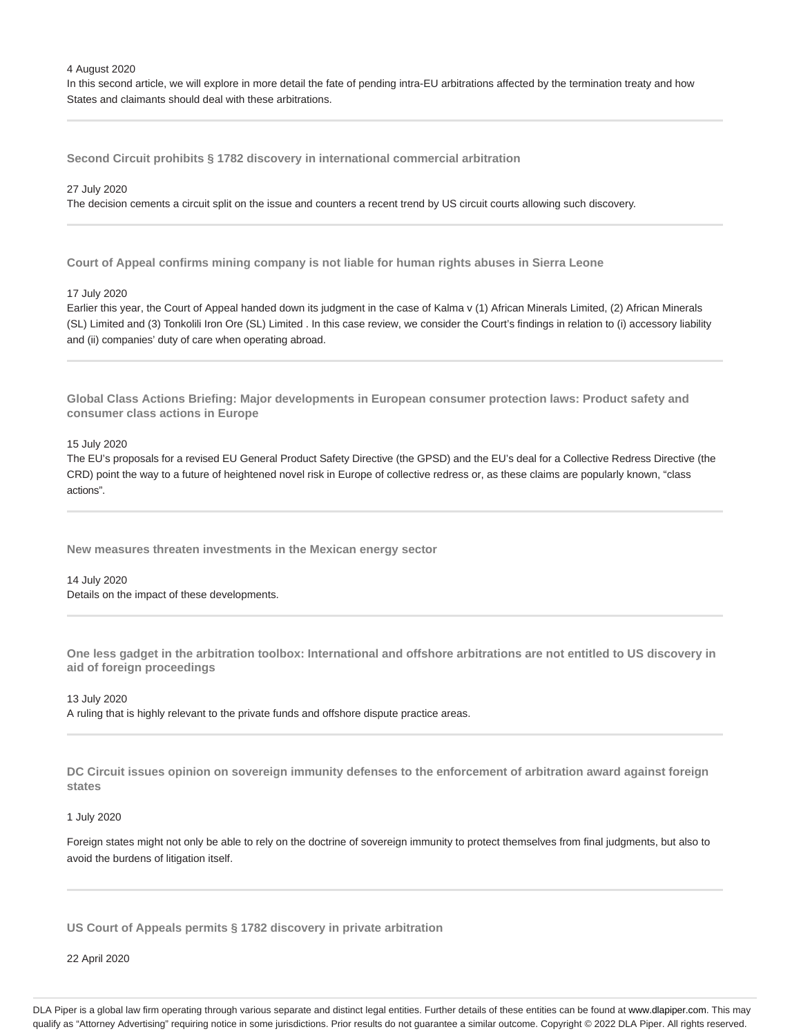4 August 2020

In this second article, we will explore in more detail the fate of pending intra-EU arbitrations affected by the termination treaty and how States and claimants should deal with these arbitrations.

---

**Second Circuit prohibits § 1782 discovery in international commercial arbitration**

27 July 2020

The decision cements a circuit split on the issue and counters a recent trend by US circuit courts allowing such discovery.

---

**Court of Appeal confirms mining company is not liable for human rights abuses in Sierra Leone**

17 July 2020

Earlier this year, the Court of Appeal handed down its judgment in the case of Kalma v (1) African Minerals Limited, (2) African Minerals (SL) Limited and (3) Tonkolili Iron Ore (SL) Limited . In this case review, we consider the Court's findings in relation to (i) accessory liability and (ii) companies' duty of care when operating abroad.

---

**Global Class Actions Briefing: Major developments in European consumer protection laws: Product safety and consumer class actions in Europe**

15 July 2020

The EU's proposals for a revised EU General Product Safety Directive (the GPSD) and the EU's deal for a Collective Redress Directive (the CRD) point the way to a future of heightened novel risk in Europe of collective redress or, as these claims are popularly known, "class actions".

---

**New measures threaten investments in the Mexican energy sector**

14 July 2020

Details on the impact of these developments.

---

**One less gadget in the arbitration toolbox: International and offshore arbitrations are not entitled to US discovery in aid of foreign proceedings**

13 July 2020

A ruling that is highly relevant to the private funds and offshore dispute practice areas.

---

**DC Circuit issues opinion on sovereign immunity defenses to the enforcement of arbitration award against foreign states**

1 July 2020

Foreign states might not only be able to rely on the doctrine of sovereign immunity to protect themselves from final judgments, but also to avoid the burdens of litigation itself.

---

**US Court of Appeals permits § 1782 discovery in private arbitration**

22 April 2020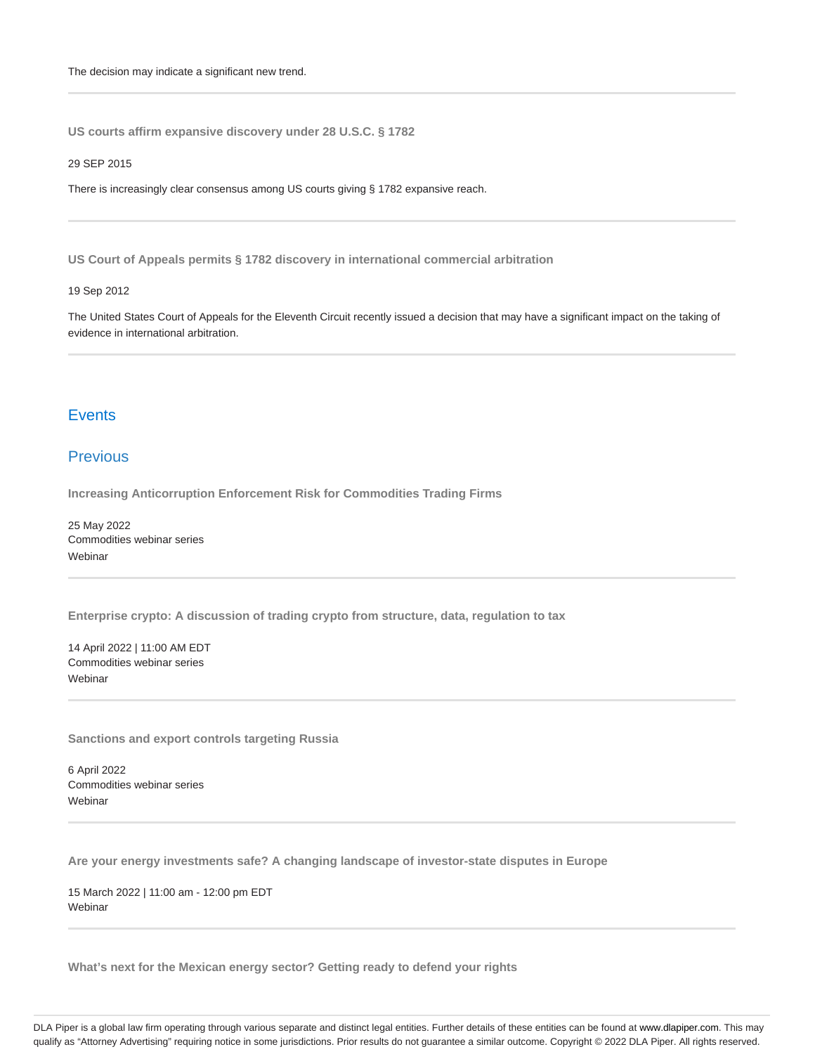The decision may indicate a significant new trend.

---

**US courts affirm expansive discovery under 28 U.S.C. § 1782**

29 SEP 2015

There is increasingly clear consensus among US courts giving § 1782 expansive reach.

---

**US Court of Appeals permits § 1782 discovery in international commercial arbitration**

19 Sep 2012

The United States Court of Appeals for the Eleventh Circuit recently issued a decision that may have a significant impact on the taking of evidence in international arbitration.

---

## Events

## Previous

**Increasing Anticorruption Enforcement Risk for Commodities Trading Firms**

25 May 2022
Commodities webinar series
Webinar

---

**Enterprise crypto: A discussion of trading crypto from structure, data, regulation to tax**

14 April 2022 | 11:00 AM EDT
Commodities webinar series
Webinar

---

**Sanctions and export controls targeting Russia**

6 April 2022
Commodities webinar series
Webinar

---

**Are your energy investments safe? A changing landscape of investor-state disputes in Europe**

15 March 2022 | 11:00 am - 12:00 pm EDT
Webinar

---

**What's next for the Mexican energy sector? Getting ready to defend your rights**

DLA Piper is a global law firm operating through various separate and distinct legal entities. Further details of these entities can be found at www.dlapiper.com. This may qualify as "Attorney Advertising" requiring notice in some jurisdictions. Prior results do not guarantee a similar outcome. Copyright © 2022 DLA Piper. All rights reserved.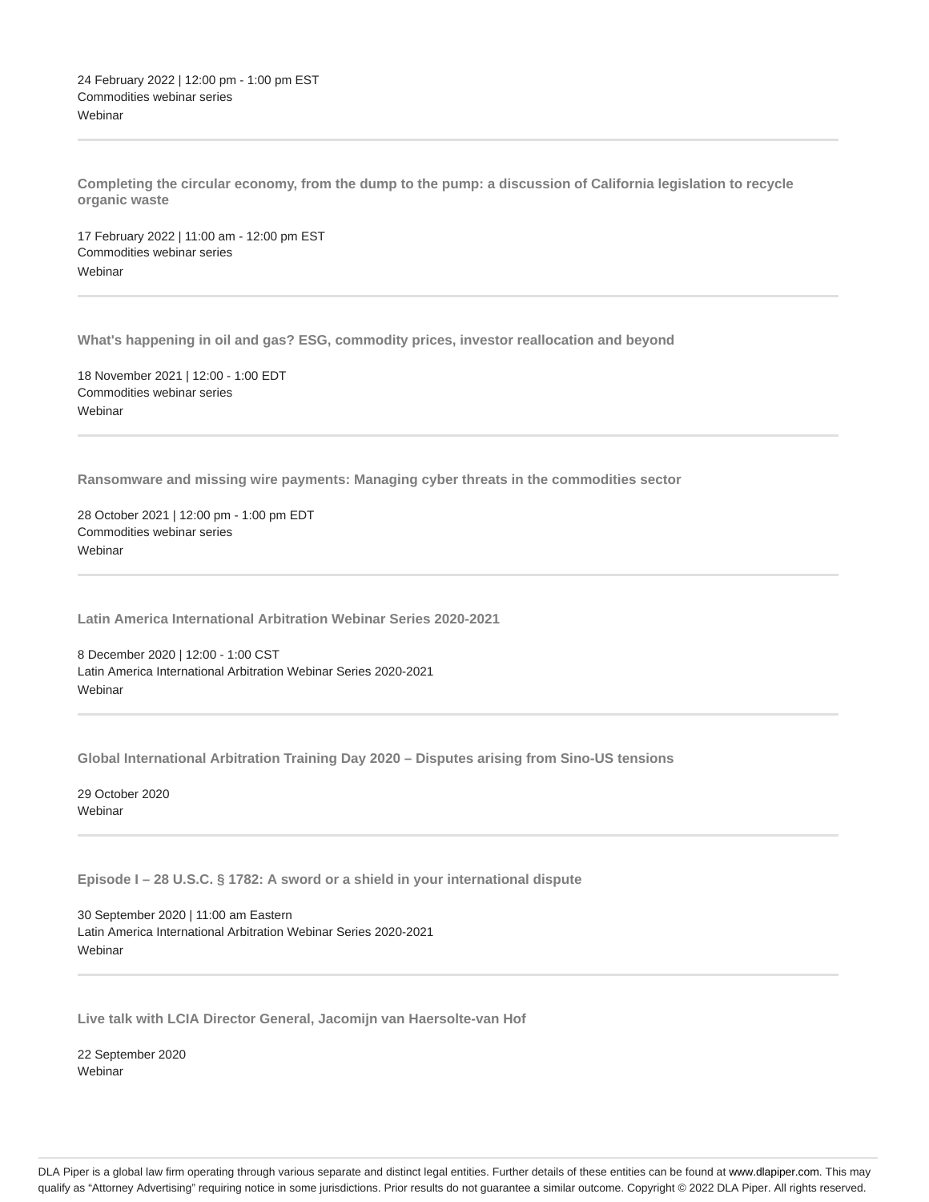24 February 2022 | 12:00 pm - 1:00 pm EST
Commodities webinar series
Webinar

---

**Completing the circular economy, from the dump to the pump: a discussion of California legislation to recycle organic waste**

17 February 2022 | 11:00 am - 12:00 pm EST
Commodities webinar series
Webinar

---

**What's happening in oil and gas? ESG, commodity prices, investor reallocation and beyond**

18 November 2021 | 12:00 - 1:00 EDT
Commodities webinar series
Webinar

---

**Ransomware and missing wire payments: Managing cyber threats in the commodities sector**

28 October 2021 | 12:00 pm - 1:00 pm EDT
Commodities webinar series
Webinar

---

**Latin America International Arbitration Webinar Series 2020-2021**

8 December 2020 | 12:00 - 1:00 CST
Latin America International Arbitration Webinar Series 2020-2021
Webinar

---

**Global International Arbitration Training Day 2020 – Disputes arising from Sino-US tensions**

29 October 2020
Webinar

---

**Episode I – 28 U.S.C. § 1782: A sword or a shield in your international dispute**

30 September 2020 | 11:00 am Eastern
Latin America International Arbitration Webinar Series 2020-2021
Webinar

---

**Live talk with LCIA Director General, Jacomijn van Haersolte-van Hof**

22 September 2020
Webinar

---

DLA Piper is a global law firm operating through various separate and distinct legal entities. Further details of these entities can be found at www.dlapiper.com. This may qualify as "Attorney Advertising" requiring notice in some jurisdictions. Prior results do not guarantee a similar outcome. Copyright © 2022 DLA Piper. All rights reserved.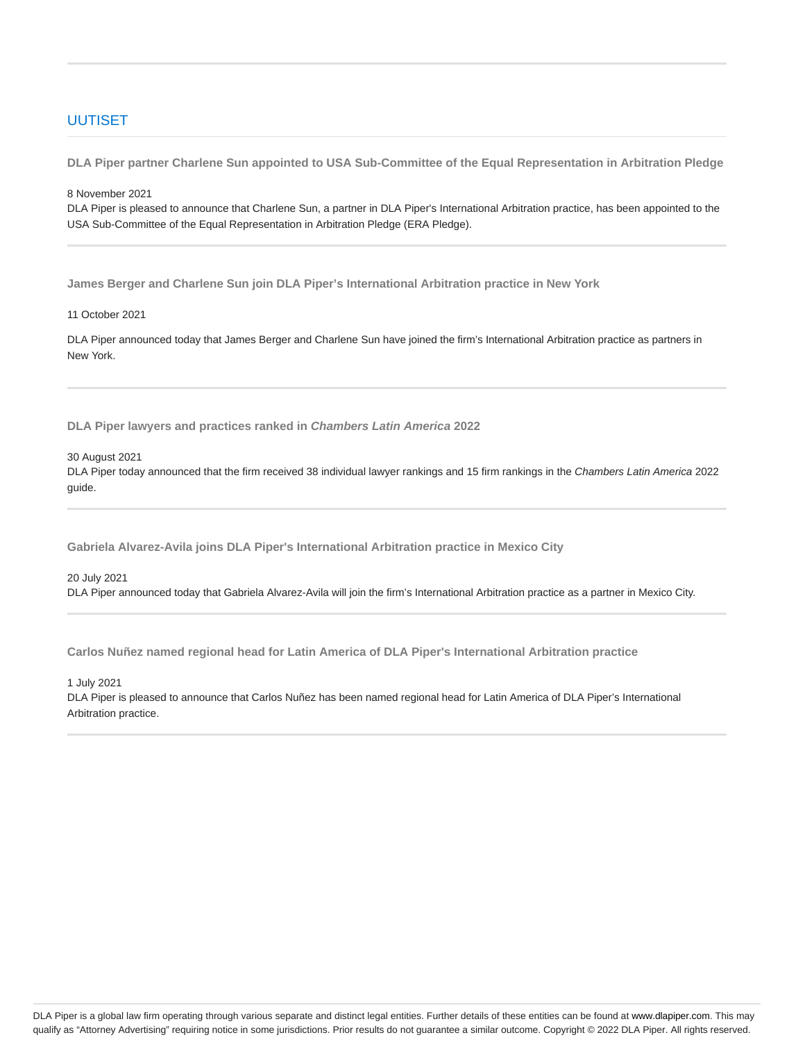## UUTISET

**DLA Piper partner Charlene Sun appointed to USA Sub-Committee of the Equal Representation in Arbitration Pledge**

8 November 2021

DLA Piper is pleased to announce that Charlene Sun, a partner in DLA Piper's International Arbitration practice, has been appointed to the USA Sub-Committee of the Equal Representation in Arbitration Pledge (ERA Pledge).

**James Berger and Charlene Sun join DLA Piper's International Arbitration practice in New York**

11 October 2021

DLA Piper announced today that James Berger and Charlene Sun have joined the firm's International Arbitration practice as partners in New York.

**DLA Piper lawyers and practices ranked in *Chambers Latin America* 2022**

30 August 2021

DLA Piper today announced that the firm received 38 individual lawyer rankings and 15 firm rankings in the *Chambers Latin America* 2022 guide.

**Gabriela Alvarez-Avila joins DLA Piper's International Arbitration practice in Mexico City**

20 July 2021

DLA Piper announced today that Gabriela Alvarez-Avila will join the firm's International Arbitration practice as a partner in Mexico City.

**Carlos Nuñez named regional head for Latin America of DLA Piper's International Arbitration practice**

1 July 2021

DLA Piper is pleased to announce that Carlos Nuñez has been named regional head for Latin America of DLA Piper's International Arbitration practice.

DLA Piper is a global law firm operating through various separate and distinct legal entities. Further details of these entities can be found at www.dlapiper.com. This may qualify as "Attorney Advertising" requiring notice in some jurisdictions. Prior results do not guarantee a similar outcome. Copyright © 2022 DLA Piper. All rights reserved.